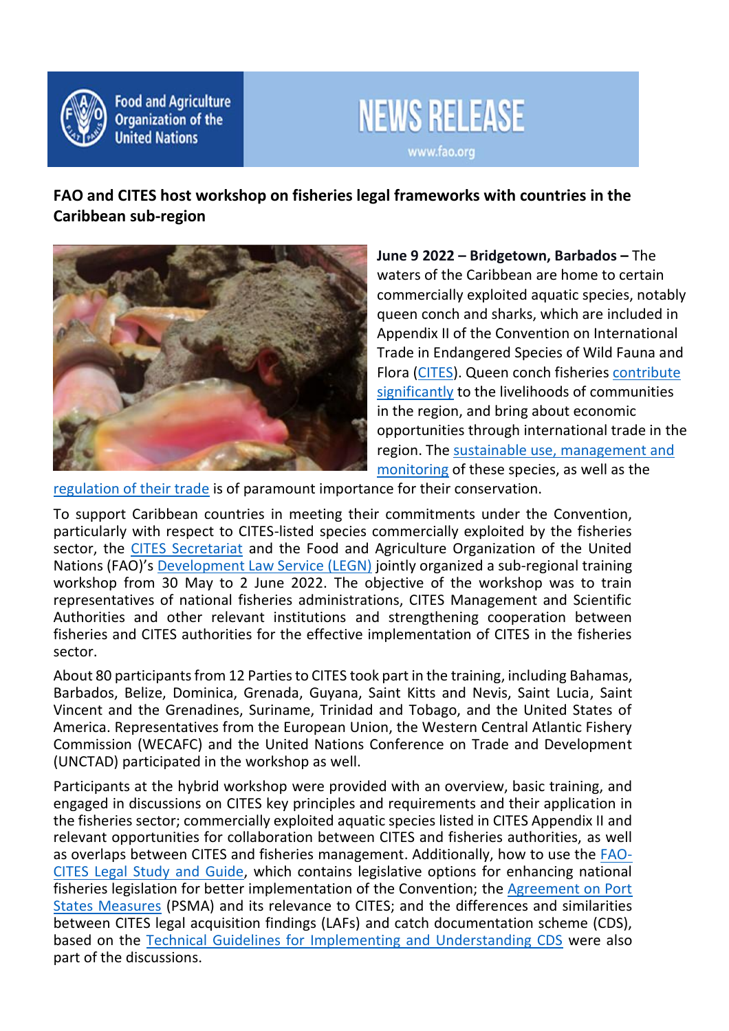Food and Agriculture Organization of the United Nations

NEWS RELEASE

www.fao.org

**FAO and CITES host workshop on fisheries legal frameworks with countries in the Caribbean sub-region**

**June 9 2022 – Bridgetown, Barbados –** The waters of the Caribbean are home to certain commercially exploited aquatic species, notably queen conch and sharks, which are included in Appendix II of the Convention on International Trade in Endangered Species of Wild Fauna and Flora (CITES). Queen conch fisheries contribute significantly to the livelihoods of communities in the region, and bring about economic opportunities through international trade in the region. The sustainable use, management and monitoring of these species, as well as the regulation of their trade is of paramount importance for their conservation.

To support Caribbean countries in meeting their commitments under the Convention, particularly with respect to CITES-listed species commercially exploited by the fisheries sector, the CITES Secretariat and the Food and Agriculture Organization of the United Nations (FAO)'s Development Law Service (LEGN) jointly organized a sub-regional training workshop from 30 May to 2 June 2022. The objective of the workshop was to train representatives of national fisheries administrations, CITES Management and Scientific Authorities and other relevant institutions and strengthening cooperation between fisheries and CITES authorities for the effective implementation of CITES in the fisheries sector.

About 80 participants from 12 Parties to CITES took part in the training, including Bahamas, Barbados, Belize, Dominica, Grenada, Guyana, Saint Kitts and Nevis, Saint Lucia, Saint Vincent and the Grenadines, Suriname, Trinidad and Tobago, and the United States of America. Representatives from the European Union, the Western Central Atlantic Fishery Commission (WECAFC) and the United Nations Conference on Trade and Development (UNCTAD) participated in the workshop as well.

Participants at the hybrid workshop were provided with an overview, basic training, and engaged in discussions on CITES key principles and requirements and their application in the fisheries sector; commercially exploited aquatic species listed in CITES Appendix II and relevant opportunities for collaboration between CITES and fisheries authorities, as well as overlaps between CITES and fisheries management. Additionally, how to use the FAO-CITES Legal Study and Guide, which contains legislative options for enhancing national fisheries legislation for better implementation of the Convention; the Agreement on Port States Measures (PSMA) and its relevance to CITES; and the differences and similarities between CITES legal acquisition findings (LAFs) and catch documentation scheme (CDS), based on the Technical Guidelines for Implementing and Understanding CDS were also part of the discussions.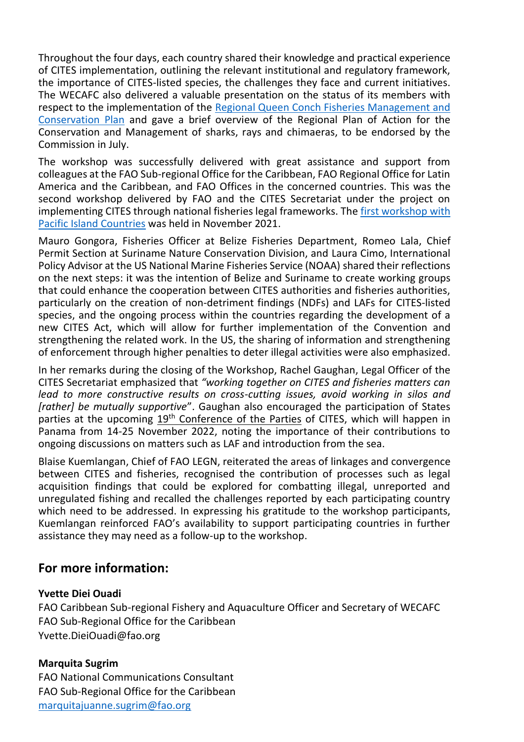Throughout the four days, each country shared their knowledge and practical experience of CITES implementation, outlining the relevant institutional and regulatory framework, the importance of CITES-listed species, the challenges they face and current initiatives. The WECAFC also delivered a valuable presentation on the status of its members with respect to the implementation of the Regional Queen Conch Fisheries Management and Conservation Plan and gave a brief overview of the Regional Plan of Action for the Conservation and Management of sharks, rays and chimaeras, to be endorsed by the Commission in July.

The workshop was successfully delivered with great assistance and support from colleagues at the FAO Sub-regional Office for the Caribbean, FAO Regional Office for Latin America and the Caribbean, and FAO Offices in the concerned countries. This was the second workshop delivered by FAO and the CITES Secretariat under the project on implementing CITES through national fisheries legal frameworks. The first workshop with Pacific Island Countries was held in November 2021.

Mauro Gongora, Fisheries Officer at Belize Fisheries Department, Romeo Lala, Chief Permit Section at Suriname Nature Conservation Division, and Laura Cimo, International Policy Advisor at the US National Marine Fisheries Service (NOAA) shared their reflections on the next steps: it was the intention of Belize and Suriname to create working groups that could enhance the cooperation between CITES authorities and fisheries authorities, particularly on the creation of non-detriment findings (NDFs) and LAFs for CITES-listed species, and the ongoing process within the countries regarding the development of a new CITES Act, which will allow for further implementation of the Convention and strengthening the related work. In the US, the sharing of information and strengthening of enforcement through higher penalties to deter illegal activities were also emphasized.

In her remarks during the closing of the Workshop, Rachel Gaughan, Legal Officer of the CITES Secretariat emphasized that *"working together on CITES and fisheries matters can lead to more constructive results on cross-cutting issues, avoid working in silos and [rather] be mutually supportive*". Gaughan also encouraged the participation of States parties at the upcoming 19th Conference of the Parties of CITES, which will happen in Panama from 14-25 November 2022, noting the importance of their contributions to ongoing discussions on matters such as LAF and introduction from the sea.

Blaise Kuemlangan, Chief of FAO LEGN, reiterated the areas of linkages and convergence between CITES and fisheries, recognised the contribution of processes such as legal acquisition findings that could be explored for combatting illegal, unreported and unregulated fishing and recalled the challenges reported by each participating country which need to be addressed. In expressing his gratitude to the workshop participants, Kuemlangan reinforced FAO's availability to support participating countries in further assistance they may need as a follow-up to the workshop.

## For more information:

**Yvette Diei Ouadi**
FAO Caribbean Sub-regional Fishery and Aquaculture Officer and Secretary of WECAFC
FAO Sub-Regional Office for the Caribbean
Yvette.DieiOuadi@fao.org

**Marquita Sugrim**
FAO National Communications Consultant
FAO Sub-Regional Office for the Caribbean
marquitajuanne.sugrim@fao.org